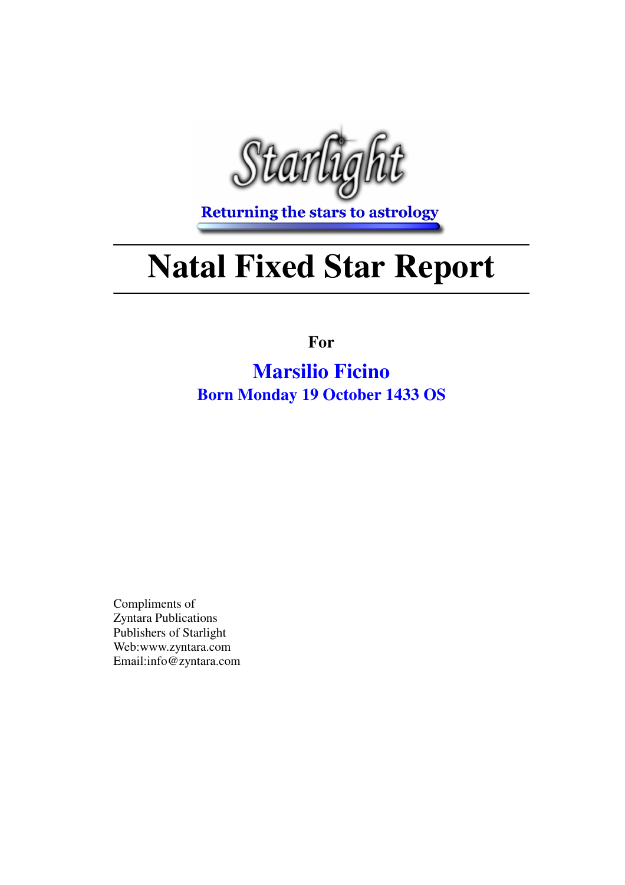Starlight

Returning the stars to astrology

# Natal Fixed Star Report

**For**

**Marsilio Ficino**

**Born Monday 19 October 1433 OS**

Compliments of
Zyntara Publications
Publishers of Starlight
Web:www.zyntara.com
Email:info@zyntara.com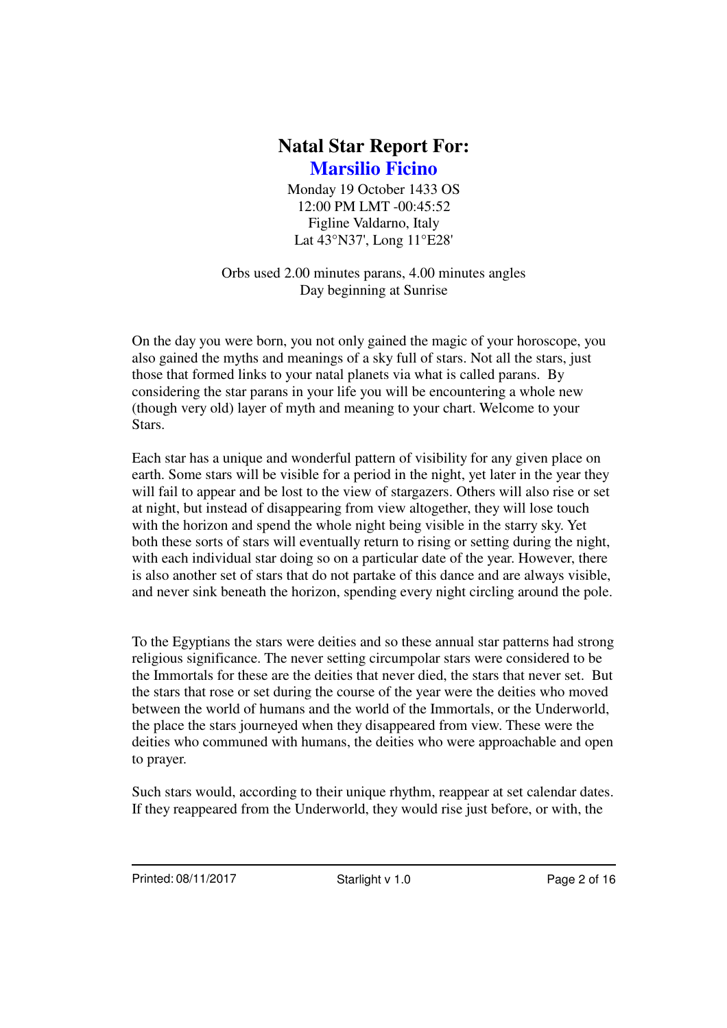# Natal Star Report For:

## Marsilio Ficino

Monday 19 October 1433 OS
12:00 PM LMT -00:45:52
Figline Valdarno, Italy
Lat 43°N37', Long 11°E28'

Orbs used 2.00 minutes parans, 4.00 minutes angles
Day beginning at Sunrise

On the day you were born, you not only gained the magic of your horoscope, you also gained the myths and meanings of a sky full of stars. Not all the stars, just those that formed links to your natal planets via what is called parans. By considering the star parans in your life you will be encountering a whole new (though very old) layer of myth and meaning to your chart. Welcome to your Stars.

Each star has a unique and wonderful pattern of visibility for any given place on earth. Some stars will be visible for a period in the night, yet later in the year they will fail to appear and be lost to the view of stargazers. Others will also rise or set at night, but instead of disappearing from view altogether, they will lose touch with the horizon and spend the whole night being visible in the starry sky. Yet both these sorts of stars will eventually return to rising or setting during the night, with each individual star doing so on a particular date of the year. However, there is also another set of stars that do not partake of this dance and are always visible, and never sink beneath the horizon, spending every night circling around the pole.

To the Egyptians the stars were deities and so these annual star patterns had strong religious significance. The never setting circumpolar stars were considered to be the Immortals for these are the deities that never died, the stars that never set. But the stars that rose or set during the course of the year were the deities who moved between the world of humans and the world of the Immortals, or the Underworld, the place the stars journeyed when they disappeared from view. These were the deities who communed with humans, the deities who were approachable and open to prayer.

Such stars would, according to their unique rhythm, reappear at set calendar dates. If they reappeared from the Underworld, they would rise just before, or with, the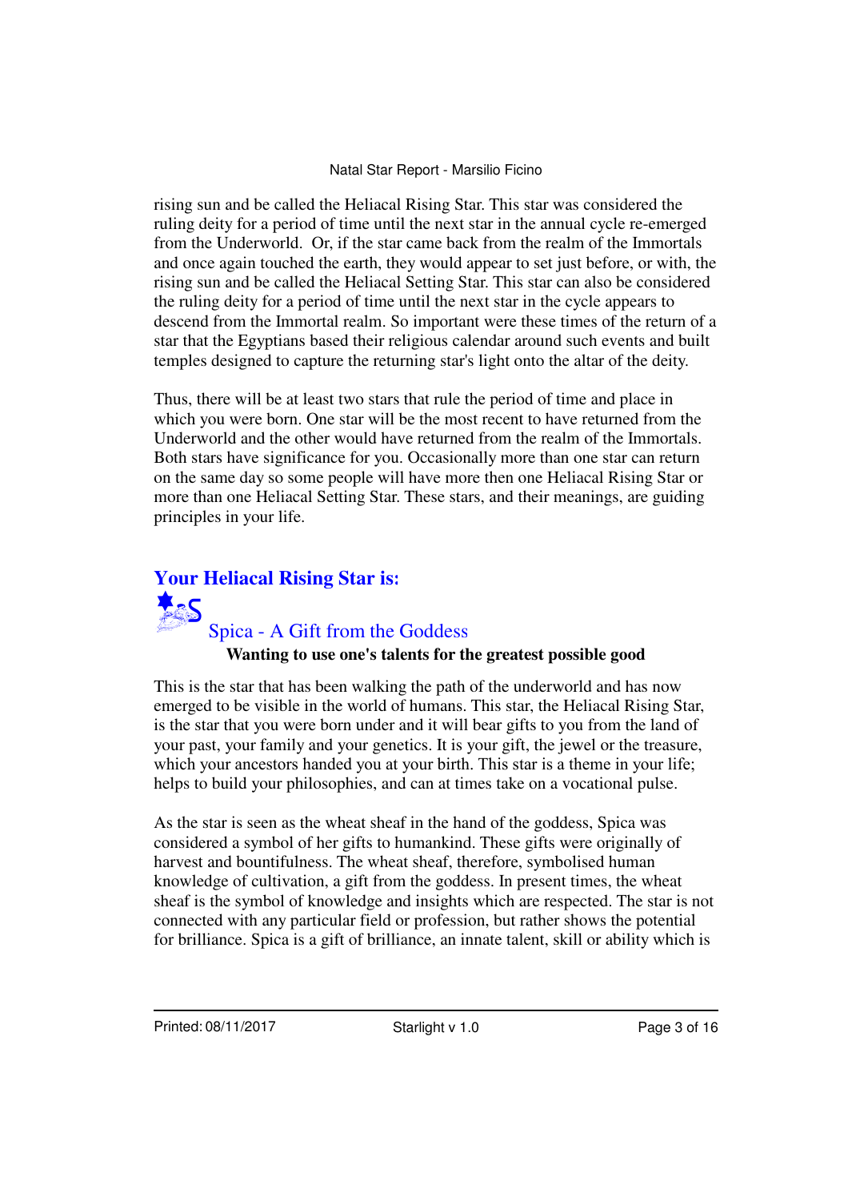rising sun and be called the Heliacal Rising Star. This star was considered the ruling deity for a period of time until the next star in the annual cycle re-emerged from the Underworld. Or, if the star came back from the realm of the Immortals and once again touched the earth, they would appear to set just before, or with, the rising sun and be called the Heliacal Setting Star. This star can also be considered the ruling deity for a period of time until the next star in the cycle appears to descend from the Immortal realm. So important were these times of the return of a star that the Egyptians based their religious calendar around such events and built temples designed to capture the returning star's light onto the altar of the deity.

Thus, there will be at least two stars that rule the period of time and place in which you were born. One star will be the most recent to have returned from the Underworld and the other would have returned from the realm of the Immortals. Both stars have significance for you. Occasionally more than one star can return on the same day so some people will have more then one Heliacal Rising Star or more than one Heliacal Setting Star. These stars, and their meanings, are guiding principles in your life.

## Your Heliacal Rising Star is:

### Spica - A Gift from the Goddess

**Wanting to use one's talents for the greatest possible good**

This is the star that has been walking the path of the underworld and has now emerged to be visible in the world of humans. This star, the Heliacal Rising Star, is the star that you were born under and it will bear gifts to you from the land of your past, your family and your genetics. It is your gift, the jewel or the treasure, which your ancestors handed you at your birth. This star is a theme in your life; helps to build your philosophies, and can at times take on a vocational pulse.

As the star is seen as the wheat sheaf in the hand of the goddess, Spica was considered a symbol of her gifts to humankind. These gifts were originally of harvest and bountifulness. The wheat sheaf, therefore, symbolised human knowledge of cultivation, a gift from the goddess. In present times, the wheat sheaf is the symbol of knowledge and insights which are respected. The star is not connected with any particular field or profession, but rather shows the potential for brilliance. Spica is a gift of brilliance, an innate talent, skill or ability which is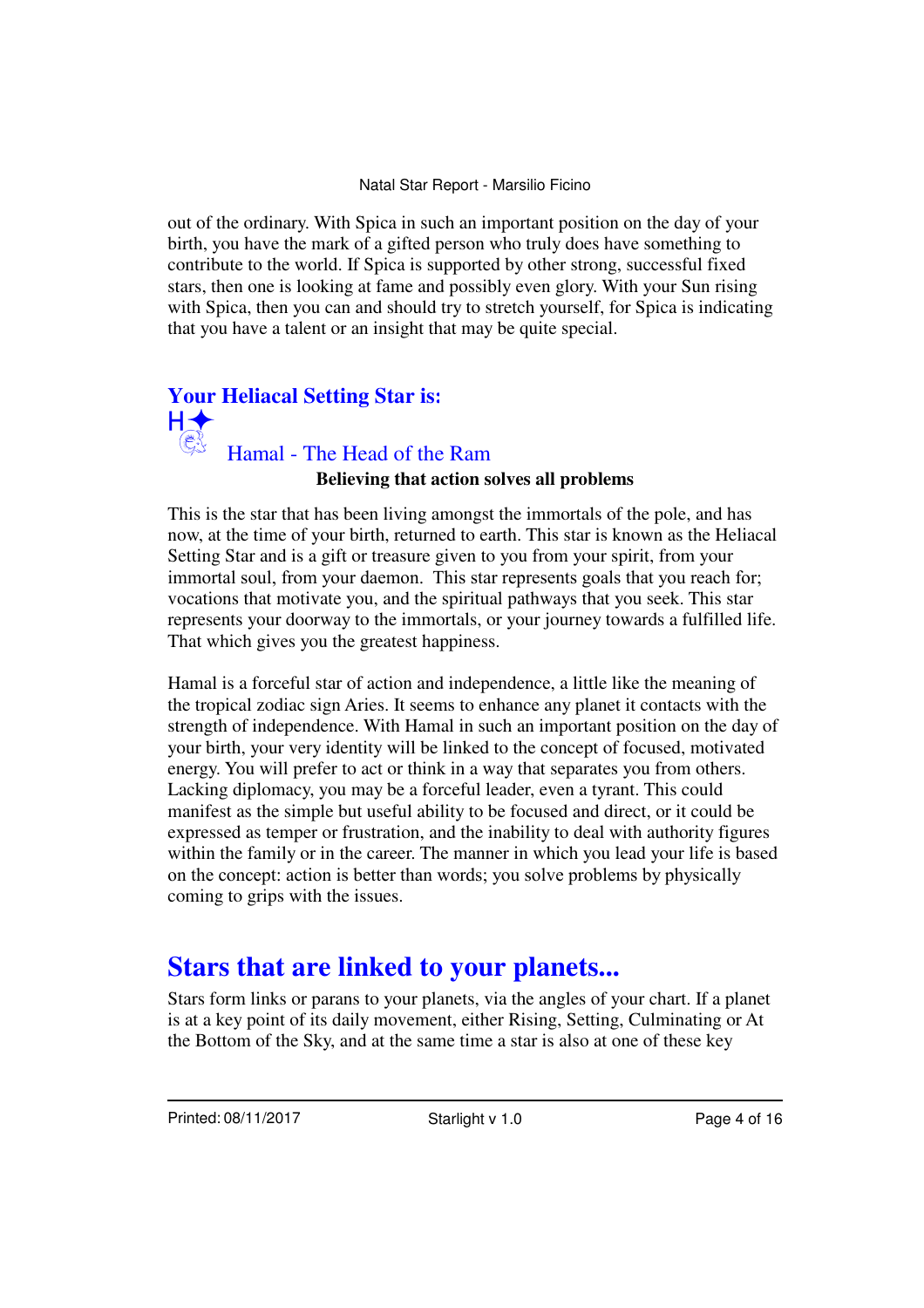out of the ordinary. With Spica in such an important position on the day of your birth, you have the mark of a gifted person who truly does have something to contribute to the world. If Spica is supported by other strong, successful fixed stars, then one is looking at fame and possibly even glory. With your Sun rising with Spica, then you can and should try to stretch yourself, for Spica is indicating that you have a talent or an insight that may be quite special.

## Your Heliacal Setting Star is:

### Hamal - The Head of the Ram

**Believing that action solves all problems**

This is the star that has been living amongst the immortals of the pole, and has now, at the time of your birth, returned to earth. This star is known as the Heliacal Setting Star and is a gift or treasure given to you from your spirit, from your immortal soul, from your daemon. This star represents goals that you reach for; vocations that motivate you, and the spiritual pathways that you seek. This star represents your doorway to the immortals, or your journey towards a fulfilled life. That which gives you the greatest happiness.

Hamal is a forceful star of action and independence, a little like the meaning of the tropical zodiac sign Aries. It seems to enhance any planet it contacts with the strength of independence. With Hamal in such an important position on the day of your birth, your very identity will be linked to the concept of focused, motivated energy. You will prefer to act or think in a way that separates you from others. Lacking diplomacy, you may be a forceful leader, even a tyrant. This could manifest as the simple but useful ability to be focused and direct, or it could be expressed as temper or frustration, and the inability to deal with authority figures within the family or in the career. The manner in which you lead your life is based on the concept: action is better than words; you solve problems by physically coming to grips with the issues.

# Stars that are linked to your planets...

Stars form links or parans to your planets, via the angles of your chart. If a planet is at a key point of its daily movement, either Rising, Setting, Culminating or At the Bottom of the Sky, and at the same time a star is also at one of these key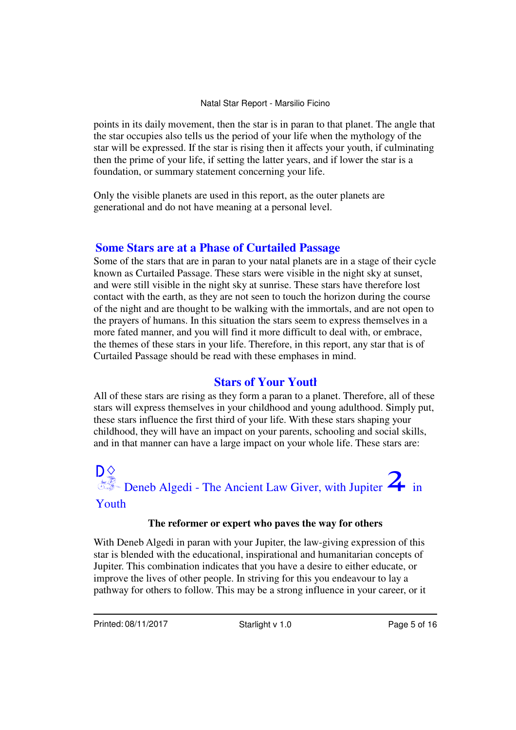points in its daily movement, then the star is in paran to that planet. The angle that the star occupies also tells us the period of your life when the mythology of the star will be expressed. If the star is rising then it affects your youth, if culminating then the prime of your life, if setting the latter years, and if lower the star is a foundation, or summary statement concerning your life.

Only the visible planets are used in this report, as the outer planets are generational and do not have meaning at a personal level.

## Some Stars are at a Phase of Curtailed Passage

Some of the stars that are in paran to your natal planets are in a stage of their cycle known as Curtailed Passage. These stars were visible in the night sky at sunset, and were still visible in the night sky at sunrise. These stars have therefore lost contact with the earth, as they are not seen to touch the horizon during the course of the night and are thought to be walking with the immortals, and are not open to the prayers of humans. In this situation the stars seem to express themselves in a more fated manner, and you will find it more difficult to deal with, or embrace, the themes of these stars in your life. Therefore, in this report, any star that is of Curtailed Passage should be read with these emphases in mind.

## Stars of Your Youth

All of these stars are rising as they form a paran to a planet. Therefore, all of these stars will express themselves in your childhood and young adulthood. Simply put, these stars influence the first third of your life. With these stars shaping your childhood, they will have an impact on your parents, schooling and social skills, and in that manner can have a large impact on your whole life. These stars are:

### D ◊ Deneb Algedi - The Ancient Law Giver, with Jupiter ♃ in Youth

**The reformer or expert who paves the way for others**

With Deneb Algedi in paran with your Jupiter, the law-giving expression of this star is blended with the educational, inspirational and humanitarian concepts of Jupiter. This combination indicates that you have a desire to either educate, or improve the lives of other people. In striving for this you endeavour to lay a pathway for others to follow. This may be a strong influence in your career, or it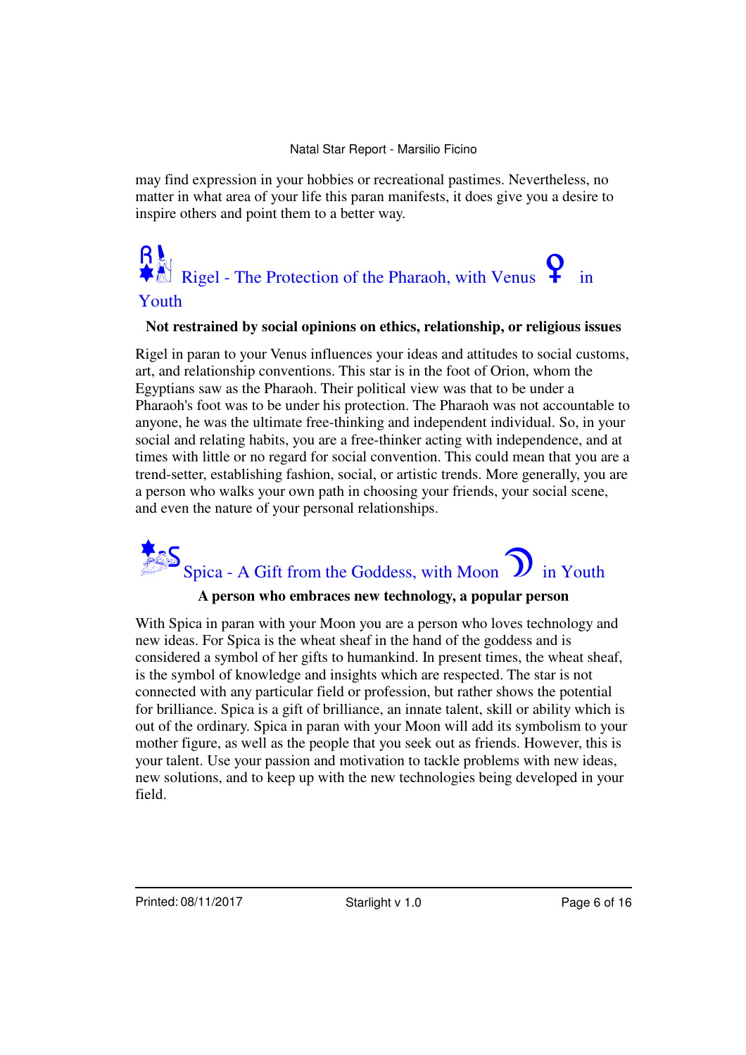may find expression in your hobbies or recreational pastimes. Nevertheless, no matter in what area of your life this paran manifests, it does give you a desire to inspire others and point them to a better way.

## Rigel - The Protection of the Pharaoh, with Venus ♀ in Youth

**Not restrained by social opinions on ethics, relationship, or religious issues**

Rigel in paran to your Venus influences your ideas and attitudes to social customs, art, and relationship conventions. This star is in the foot of Orion, whom the Egyptians saw as the Pharaoh. Their political view was that to be under a Pharaoh's foot was to be under his protection. The Pharaoh was not accountable to anyone, he was the ultimate free-thinking and independent individual. So, in your social and relating habits, you are a free-thinker acting with independence, and at times with little or no regard for social convention. This could mean that you are a trend-setter, establishing fashion, social, or artistic trends. More generally, you are a person who walks your own path in choosing your friends, your social scene, and even the nature of your personal relationships.

## Spica - A Gift from the Goddess, with Moon ☽ in Youth

**A person who embraces new technology, a popular person**

With Spica in paran with your Moon you are a person who loves technology and new ideas. For Spica is the wheat sheaf in the hand of the goddess and is considered a symbol of her gifts to humankind. In present times, the wheat sheaf, is the symbol of knowledge and insights which are respected. The star is not connected with any particular field or profession, but rather shows the potential for brilliance. Spica is a gift of brilliance, an innate talent, skill or ability which is out of the ordinary. Spica in paran with your Moon will add its symbolism to your mother figure, as well as the people that you seek out as friends. However, this is your talent. Use your passion and motivation to tackle problems with new ideas, new solutions, and to keep up with the new technologies being developed in your field.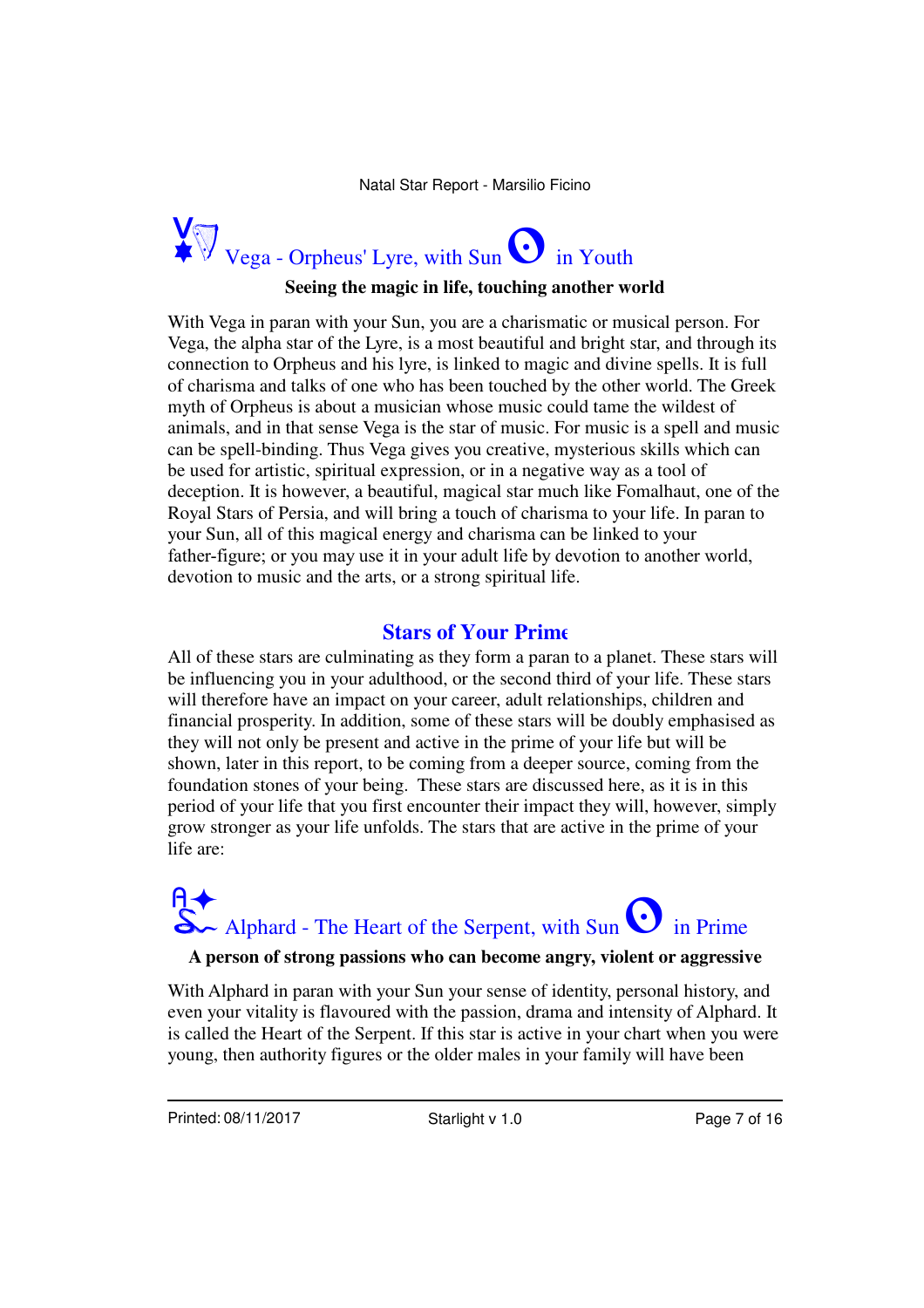## Vega - Orpheus' Lyre, with Sun in Youth

**Seeing the magic in life, touching another world**

With Vega in paran with your Sun, you are a charismatic or musical person. For Vega, the alpha star of the Lyre, is a most beautiful and bright star, and through its connection to Orpheus and his lyre, is linked to magic and divine spells. It is full of charisma and talks of one who has been touched by the other world. The Greek myth of Orpheus is about a musician whose music could tame the wildest of animals, and in that sense Vega is the star of music. For music is a spell and music can be spell-binding. Thus Vega gives you creative, mysterious skills which can be used for artistic, spiritual expression, or in a negative way as a tool of deception. It is however, a beautiful, magical star much like Fomalhaut, one of the Royal Stars of Persia, and will bring a touch of charisma to your life. In paran to your Sun, all of this magical energy and charisma can be linked to your father-figure; or you may use it in your adult life by devotion to another world, devotion to music and the arts, or a strong spiritual life.

# Stars of Your Prime

All of these stars are culminating as they form a paran to a planet. These stars will be influencing you in your adulthood, or the second third of your life. These stars will therefore have an impact on your career, adult relationships, children and financial prosperity. In addition, some of these stars will be doubly emphasised as they will not only be present and active in the prime of your life but will be shown, later in this report, to be coming from a deeper source, coming from the foundation stones of your being. These stars are discussed here, as it is in this period of your life that you first encounter their impact they will, however, simply grow stronger as your life unfolds. The stars that are active in the prime of your life are:

## Alphard - The Heart of the Serpent, with Sun in Prime

**A person of strong passions who can become angry, violent or aggressive**

With Alphard in paran with your Sun your sense of identity, personal history, and even your vitality is flavoured with the passion, drama and intensity of Alphard. It is called the Heart of the Serpent. If this star is active in your chart when you were young, then authority figures or the older males in your family will have been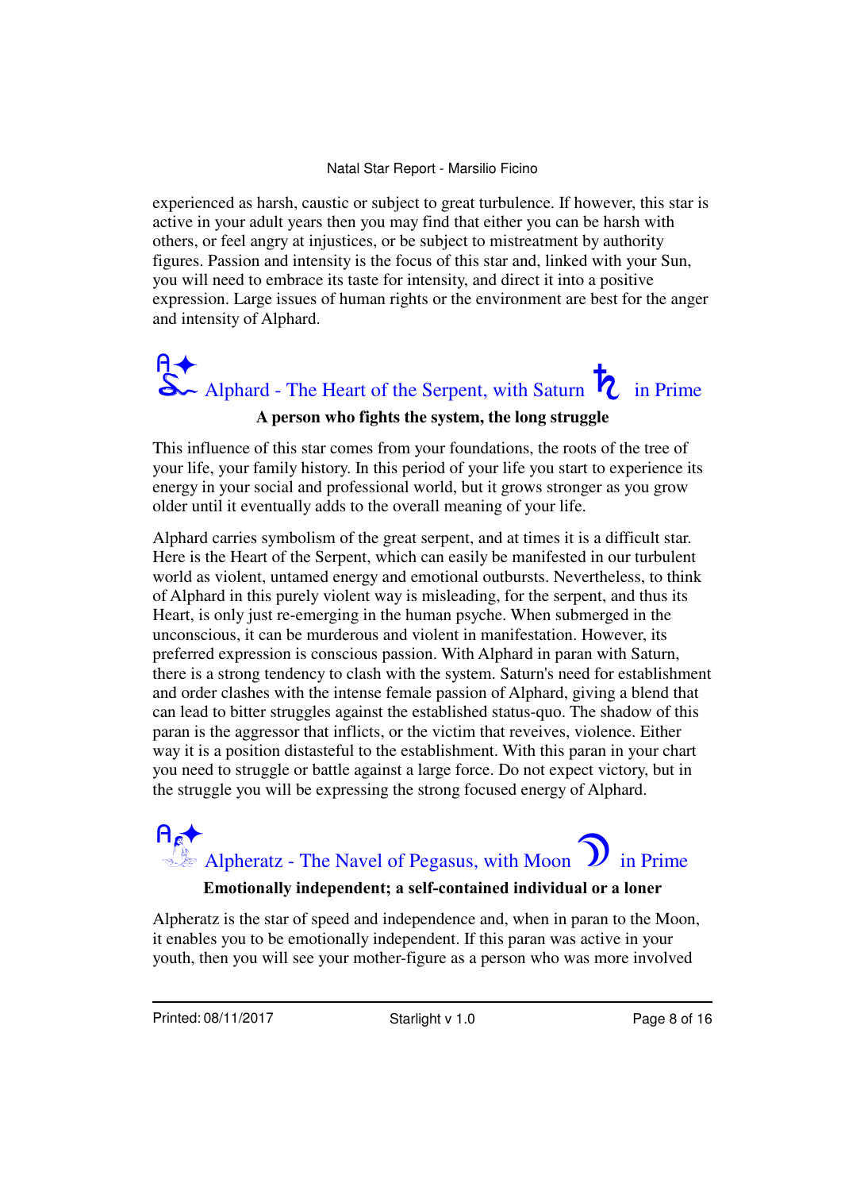experienced as harsh, caustic or subject to great turbulence. If however, this star is active in your adult years then you may find that either you can be harsh with others, or feel angry at injustices, or be subject to mistreatment by authority figures. Passion and intensity is the focus of this star and, linked with your Sun, you will need to embrace its taste for intensity, and direct it into a positive expression. Large issues of human rights or the environment are best for the anger and intensity of Alphard.

## Alphard - The Heart of the Serpent, with Saturn ♄ in Prime

**A person who fights the system, the long struggle**

This influence of this star comes from your foundations, the roots of the tree of your life, your family history. In this period of your life you start to experience its energy in your social and professional world, but it grows stronger as you grow older until it eventually adds to the overall meaning of your life.

Alphard carries symbolism of the great serpent, and at times it is a difficult star. Here is the Heart of the Serpent, which can easily be manifested in our turbulent world as violent, untamed energy and emotional outbursts. Nevertheless, to think of Alphard in this purely violent way is misleading, for the serpent, and thus its Heart, is only just re-emerging in the human psyche. When submerged in the unconscious, it can be murderous and violent in manifestation. However, its preferred expression is conscious passion. With Alphard in paran with Saturn, there is a strong tendency to clash with the system. Saturn's need for establishment and order clashes with the intense female passion of Alphard, giving a blend that can lead to bitter struggles against the established status-quo. The shadow of this paran is the aggressor that inflicts, or the victim that reveives, violence. Either way it is a position distasteful to the establishment. With this paran in your chart you need to struggle or battle against a large force. Do not expect victory, but in the struggle you will be expressing the strong focused energy of Alphard.

## Alpheratz - The Navel of Pegasus, with Moon ☽ in Prime

**Emotionally independent; a self-contained individual or a loner**

Alpheratz is the star of speed and independence and, when in paran to the Moon, it enables you to be emotionally independent. If this paran was active in your youth, then you will see your mother-figure as a person who was more involved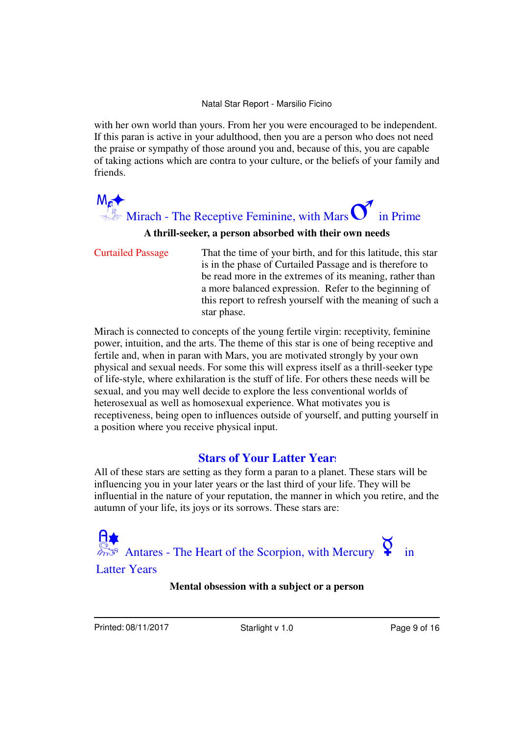with her own world than yours. From her you were encouraged to be independent. If this paran is active in your adulthood, then you are a person who does not need the praise or sympathy of those around you and, because of this, you are capable of taking actions which are contra to your culture, or the beliefs of your family and friends.

### Mirach - The Receptive Feminine, with Mars ♂ in Prime

**A thrill-seeker, a person absorbed with their own needs**

Curtailed Passage — That the time of your birth, and for this latitude, this star is in the phase of Curtailed Passage and is therefore to be read more in the extremes of its meaning, rather than a more balanced expression. Refer to the beginning of this report to refresh yourself with the meaning of such a star phase.

Mirach is connected to concepts of the young fertile virgin: receptivity, feminine power, intuition, and the arts. The theme of this star is one of being receptive and fertile and, when in paran with Mars, you are motivated strongly by your own physical and sexual needs. For some this will express itself as a thrill-seeker type of life-style, where exhilaration is the stuff of life. For others these needs will be sexual, and you may well decide to explore the less conventional worlds of heterosexual as well as homosexual experience. What motivates you is receptiveness, being open to influences outside of yourself, and putting yourself in a position where you receive physical input.

## Stars of Your Latter Years

All of these stars are setting as they form a paran to a planet. These stars will be influencing you in your later years or the last third of your life. They will be influential in the nature of your reputation, the manner in which you retire, and the autumn of your life, its joys or its sorrows. These stars are:

### Antares - The Heart of the Scorpion, with Mercury ☿ in Latter Years

**Mental obsession with a subject or a person**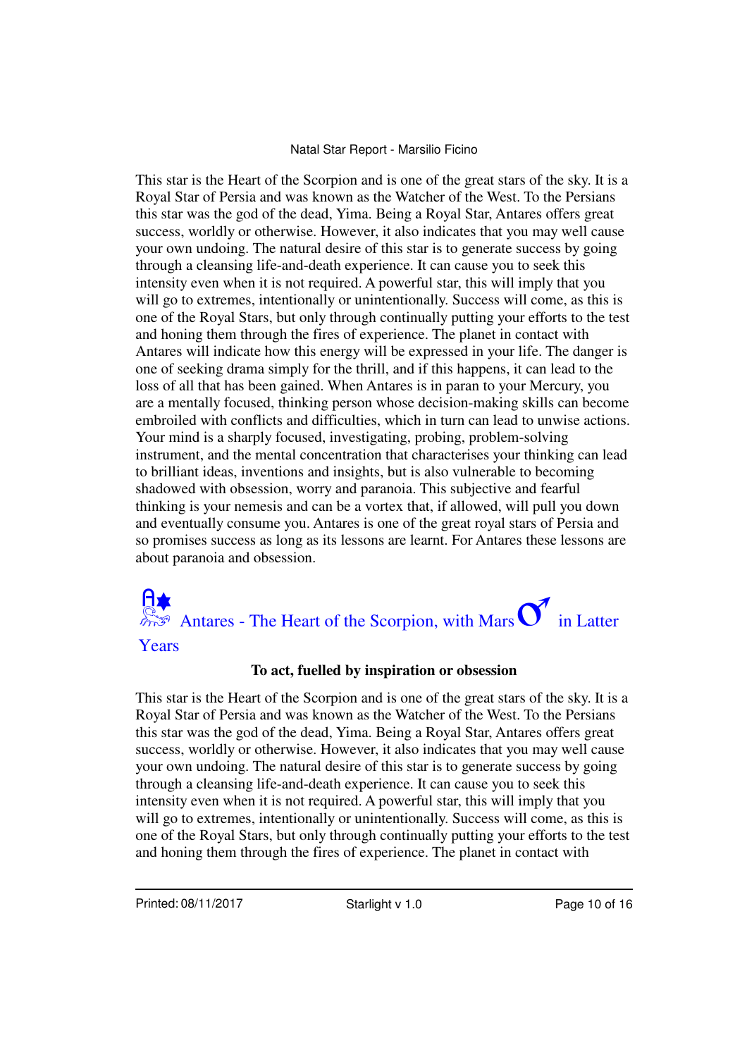This star is the Heart of the Scorpion and is one of the great stars of the sky. It is a Royal Star of Persia and was known as the Watcher of the West. To the Persians this star was the god of the dead, Yima. Being a Royal Star, Antares offers great success, worldly or otherwise. However, it also indicates that you may well cause your own undoing. The natural desire of this star is to generate success by going through a cleansing life-and-death experience. It can cause you to seek this intensity even when it is not required. A powerful star, this will imply that you will go to extremes, intentionally or unintentionally. Success will come, as this is one of the Royal Stars, but only through continually putting your efforts to the test and honing them through the fires of experience. The planet in contact with Antares will indicate how this energy will be expressed in your life. The danger is one of seeking drama simply for the thrill, and if this happens, it can lead to the loss of all that has been gained. When Antares is in paran to your Mercury, you are a mentally focused, thinking person whose decision-making skills can become embroiled with conflicts and difficulties, which in turn can lead to unwise actions. Your mind is a sharply focused, investigating, probing, problem-solving instrument, and the mental concentration that characterises your thinking can lead to brilliant ideas, inventions and insights, but is also vulnerable to becoming shadowed with obsession, worry and paranoia. This subjective and fearful thinking is your nemesis and can be a vortex that, if allowed, will pull you down and eventually consume you. Antares is one of the great royal stars of Persia and so promises success as long as its lessons are learnt. For Antares these lessons are about paranoia and obsession.

## Antares - The Heart of the Scorpion, with Mars ♂ in Latter Years

**To act, fuelled by inspiration or obsession**

This star is the Heart of the Scorpion and is one of the great stars of the sky. It is a Royal Star of Persia and was known as the Watcher of the West. To the Persians this star was the god of the dead, Yima. Being a Royal Star, Antares offers great success, worldly or otherwise. However, it also indicates that you may well cause your own undoing. The natural desire of this star is to generate success by going through a cleansing life-and-death experience. It can cause you to seek this intensity even when it is not required. A powerful star, this will imply that you will go to extremes, intentionally or unintentionally. Success will come, as this is one of the Royal Stars, but only through continually putting your efforts to the test and honing them through the fires of experience. The planet in contact with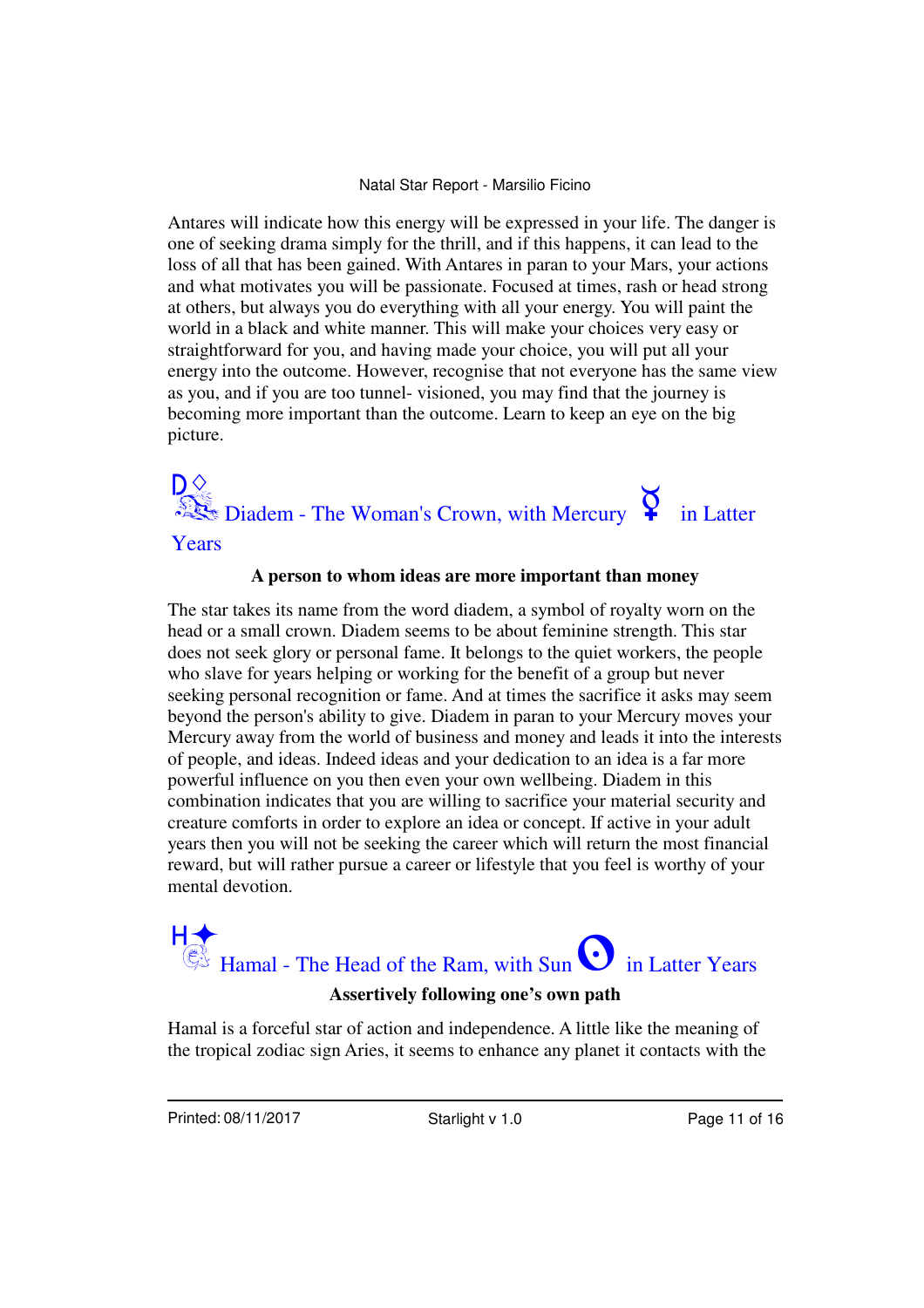Antares will indicate how this energy will be expressed in your life. The danger is one of seeking drama simply for the thrill, and if this happens, it can lead to the loss of all that has been gained. With Antares in paran to your Mars, your actions and what motivates you will be passionate. Focused at times, rash or head strong at others, but always you do everything with all your energy. You will paint the world in a black and white manner. This will make your choices very easy or straightforward for you, and having made your choice, you will put all your energy into the outcome. However, recognise that not everyone has the same view as you, and if you are too tunnel- visioned, you may find that the journey is becoming more important than the outcome. Learn to keep an eye on the big picture.

## Diadem - The Woman's Crown, with Mercury ☿ in Latter Years

**A person to whom ideas are more important than money**

The star takes its name from the word diadem, a symbol of royalty worn on the head or a small crown. Diadem seems to be about feminine strength. This star does not seek glory or personal fame. It belongs to the quiet workers, the people who slave for years helping or working for the benefit of a group but never seeking personal recognition or fame. And at times the sacrifice it asks may seem beyond the person's ability to give. Diadem in paran to your Mercury moves your Mercury away from the world of business and money and leads it into the interests of people, and ideas. Indeed ideas and your dedication to an idea is a far more powerful influence on you then even your own wellbeing. Diadem in this combination indicates that you are willing to sacrifice your material security and creature comforts in order to explore an idea or concept. If active in your adult years then you will not be seeking the career which will return the most financial reward, but will rather pursue a career or lifestyle that you feel is worthy of your mental devotion.

## Hamal - The Head of the Ram, with Sun ☉ in Latter Years

**Assertively following one's own path**

Hamal is a forceful star of action and independence. A little like the meaning of the tropical zodiac sign Aries, it seems to enhance any planet it contacts with the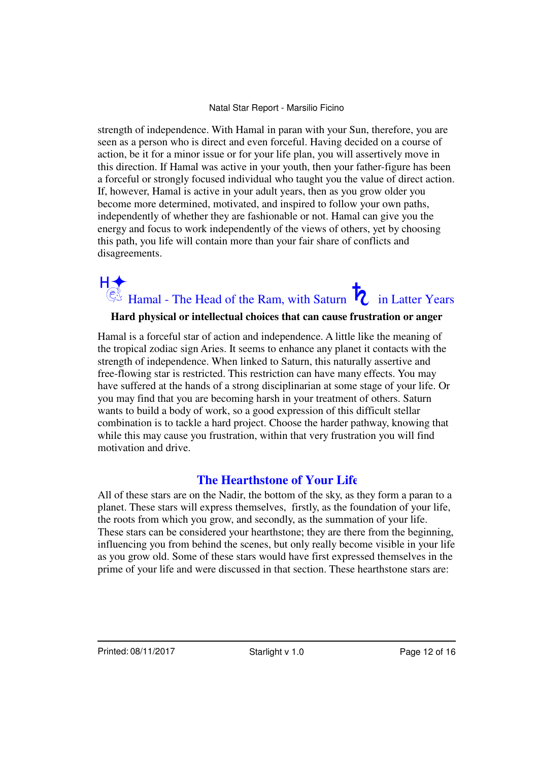strength of independence. With Hamal in paran with your Sun, therefore, you are seen as a person who is direct and even forceful. Having decided on a course of action, be it for a minor issue or for your life plan, you will assertively move in this direction. If Hamal was active in your youth, then your father-figure has been a forceful or strongly focused individual who taught you the value of direct action. If, however, Hamal is active in your adult years, then as you grow older you become more determined, motivated, and inspired to follow your own paths, independently of whether they are fashionable or not. Hamal can give you the energy and focus to work independently of the views of others, yet by choosing this path, you life will contain more than your fair share of conflicts and disagreements.

### H✦ Hamal - The Head of the Ram, with Saturn ♄ in Latter Years

**Hard physical or intellectual choices that can cause frustration or anger**

Hamal is a forceful star of action and independence. A little like the meaning of the tropical zodiac sign Aries. It seems to enhance any planet it contacts with the strength of independence. When linked to Saturn, this naturally assertive and free-flowing star is restricted. This restriction can have many effects. You may have suffered at the hands of a strong disciplinarian at some stage of your life. Or you may find that you are becoming harsh in your treatment of others. Saturn wants to build a body of work, so a good expression of this difficult stellar combination is to tackle a hard project. Choose the harder pathway, knowing that while this may cause you frustration, within that very frustration you will find motivation and drive.

## The Hearthstone of Your Life

All of these stars are on the Nadir, the bottom of the sky, as they form a paran to a planet. These stars will express themselves, firstly, as the foundation of your life, the roots from which you grow, and secondly, as the summation of your life. These stars can be considered your hearthstone; they are there from the beginning, influencing you from behind the scenes, but only really become visible in your life as you grow old. Some of these stars would have first expressed themselves in the prime of your life and were discussed in that section. These hearthstone stars are: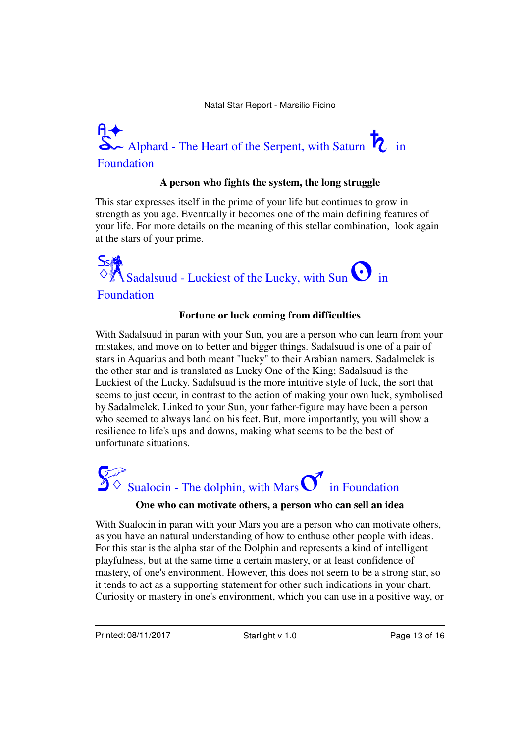## Alphard - The Heart of the Serpent, with Saturn ♄ in Foundation

**A person who fights the system, the long struggle**

This star expresses itself in the prime of your life but continues to grow in strength as you age. Eventually it becomes one of the main defining features of your life. For more details on the meaning of this stellar combination, look again at the stars of your prime.

## Sadalsuud - Luckiest of the Lucky, with Sun ☉ in Foundation

**Fortune or luck coming from difficulties**

With Sadalsuud in paran with your Sun, you are a person who can learn from your mistakes, and move on to better and bigger things. Sadalsuud is one of a pair of stars in Aquarius and both meant "lucky" to their Arabian namers. Sadalmelek is the other star and is translated as Lucky One of the King; Sadalsuud is the Luckiest of the Lucky. Sadalsuud is the more intuitive style of luck, the sort that seems to just occur, in contrast to the action of making your own luck, symbolised by Sadalmelek. Linked to your Sun, your father-figure may have been a person who seemed to always land on his feet. But, more importantly, you will show a resilience to life's ups and downs, making what seems to be the best of unfortunate situations.

## Sualocin - The dolphin, with Mars ♂ in Foundation

**One who can motivate others, a person who can sell an idea**

With Sualocin in paran with your Mars you are a person who can motivate others, as you have an natural understanding of how to enthuse other people with ideas. For this star is the alpha star of the Dolphin and represents a kind of intelligent playfulness, but at the same time a certain mastery, or at least confidence of mastery, of one's environment. However, this does not seem to be a strong star, so it tends to act as a supporting statement for other such indications in your chart. Curiosity or mastery in one's environment, which you can use in a positive way, or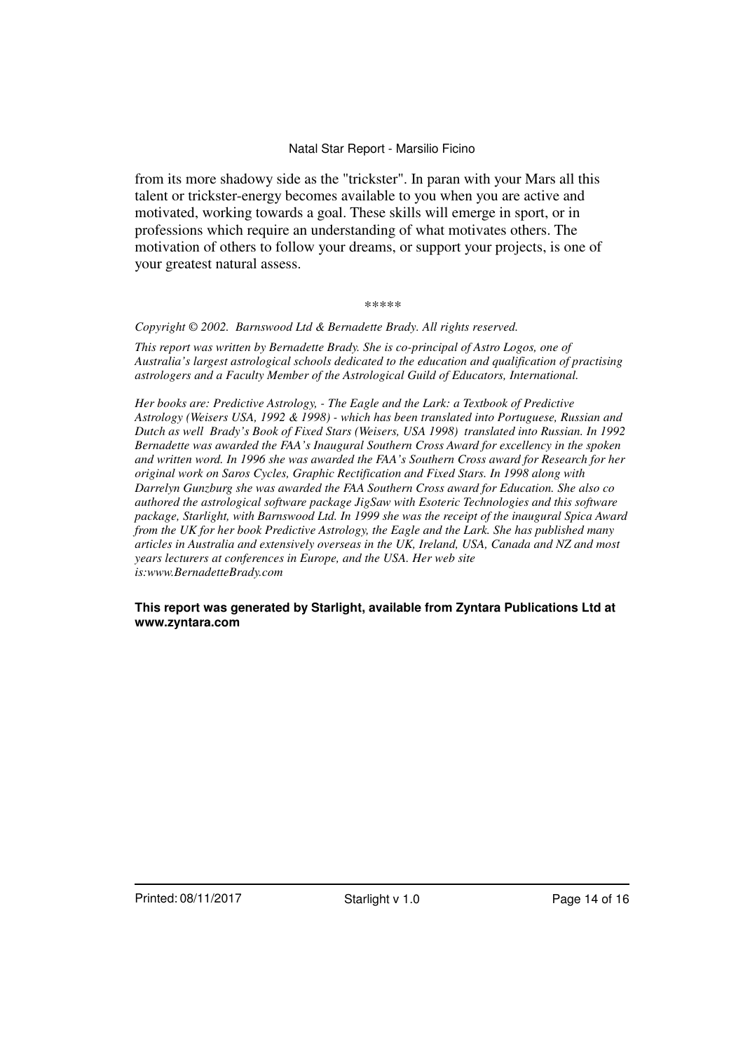from its more shadowy side as the "trickster". In paran with your Mars all this talent or trickster-energy becomes available to you when you are active and motivated, working towards a goal. These skills will emerge in sport, or in professions which require an understanding of what motivates others. The motivation of others to follow your dreams, or support your projects, is one of your greatest natural assess.

*****

*Copyright © 2002. Barnswood Ltd & Bernadette Brady. All rights reserved.*

*This report was written by Bernadette Brady. She is co-principal of Astro Logos, one of Australia's largest astrological schools dedicated to the education and qualification of practising astrologers and a Faculty Member of the Astrological Guild of Educators, International.*

*Her books are: Predictive Astrology, - The Eagle and the Lark: a Textbook of Predictive Astrology (Weisers USA, 1992 & 1998) - which has been translated into Portuguese, Russian and Dutch as well Brady's Book of Fixed Stars (Weisers, USA 1998) translated into Russian. In 1992 Bernadette was awarded the FAA's Inaugural Southern Cross Award for excellency in the spoken and written word. In 1996 she was awarded the FAA's Southern Cross award for Research for her original work on Saros Cycles, Graphic Rectification and Fixed Stars. In 1998 along with Darrelyn Gunzburg she was awarded the FAA Southern Cross award for Education. She also co authored the astrological software package JigSaw with Esoteric Technologies and this software package, Starlight, with Barnswood Ltd. In 1999 she was the receipt of the inaugural Spica Award from the UK for her book Predictive Astrology, the Eagle and the Lark. She has published many articles in Australia and extensively overseas in the UK, Ireland, USA, Canada and NZ and most years lecturers at conferences in Europe, and the USA. Her web site is:www.BernadetteBrady.com*

**This report was generated by Starlight, available from Zyntara Publications Ltd at www.zyntara.com**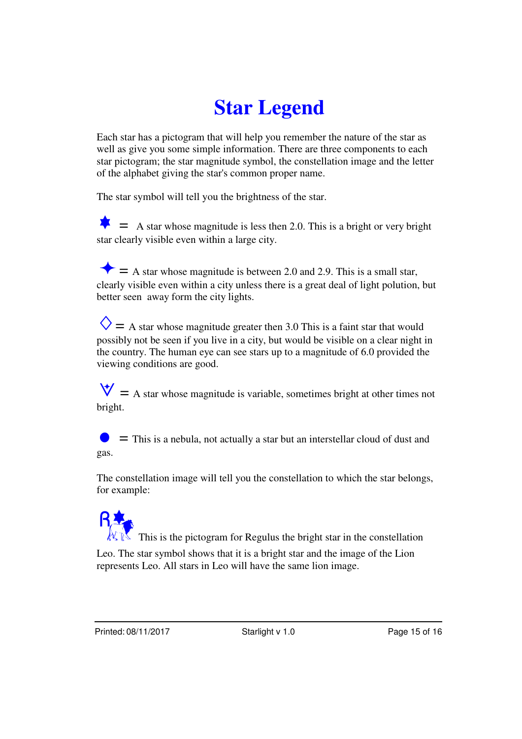# Star Legend

Each star has a pictogram that will help you remember the nature of the star as well as give you some simple information. There are three components to each star pictogram; the star magnitude symbol, the constellation image and the letter of the alphabet giving the star's common proper name.

The star symbol will tell you the brightness of the star.

★ = A star whose magnitude is less then 2.0. This is a bright or very bright star clearly visible even within a large city.

✦ = A star whose magnitude is between 2.0 and 2.9. This is a small star, clearly visible even within a city unless there is a great deal of light polution, but better seen away form the city lights.

◇ = A star whose magnitude greater then 3.0 This is a faint star that would possibly not be seen if you live in a city, but would be visible on a clear night in the country. The human eye can see stars up to a magnitude of 6.0 provided the viewing conditions are good.

V = A star whose magnitude is variable, sometimes bright at other times not bright.

● = This is a nebula, not actually a star but an interstellar cloud of dust and gas.

The constellation image will tell you the constellation to which the star belongs, for example:

R★ This is the pictogram for Regulus the bright star in the constellation Leo. The star symbol shows that it is a bright star and the image of the Lion represents Leo. All stars in Leo will have the same lion image.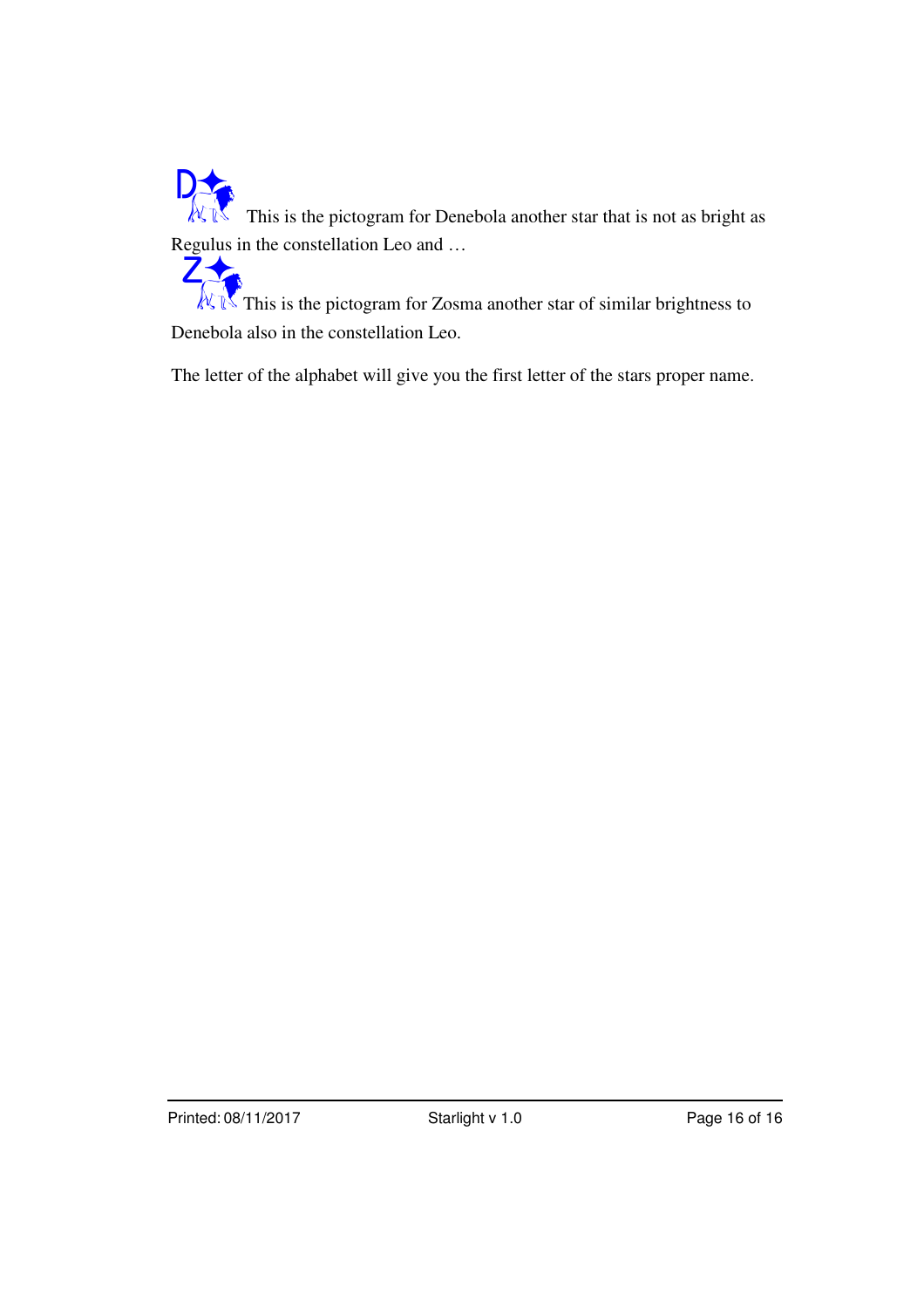This is the pictogram for Denebola another star that is not as bright as Regulus in the constellation Leo and …

This is the pictogram for Zosma another star of similar brightness to Denebola also in the constellation Leo.

The letter of the alphabet will give you the first letter of the stars proper name.